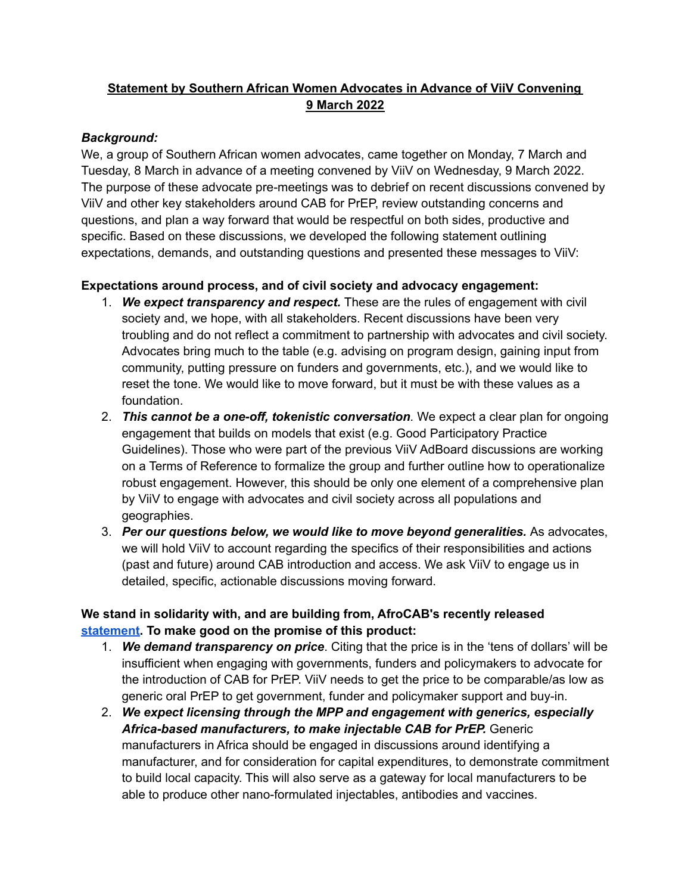# <u>Statement by Southern African Women Advocates in Advance of ViiV Convening 9 March 2022</u>

***Background:***

We, a group of Southern African women advocates, came together on Monday, 7 March and Tuesday, 8 March in advance of a meeting convened by ViiV on Wednesday, 9 March 2022. The purpose of these advocate pre-meetings was to debrief on recent discussions convened by ViiV and other key stakeholders around CAB for PrEP, review outstanding concerns and questions, and plan a way forward that would be respectful on both sides, productive and specific. Based on these discussions, we developed the following statement outlining expectations, demands, and outstanding questions and presented these messages to ViiV:

**Expectations around process, and of civil society and advocacy engagement:**

1. ***We expect transparency and respect.*** These are the rules of engagement with civil society and, we hope, with all stakeholders. Recent discussions have been very troubling and do not reflect a commitment to partnership with advocates and civil society. Advocates bring much to the table (e.g. advising on program design, gaining input from community, putting pressure on funders and governments, etc.), and we would like to reset the tone. We would like to move forward, but it must be with these values as a foundation.
2. ***This cannot be a one-off, tokenistic conversation.*** We expect a clear plan for ongoing engagement that builds on models that exist (e.g. Good Participatory Practice Guidelines). Those who were part of the previous ViiV AdBoard discussions are working on a Terms of Reference to formalize the group and further outline how to operationalize robust engagement. However, this should be only one element of a comprehensive plan by ViiV to engage with advocates and civil society across all populations and geographies.
3. ***Per our questions below, we would like to move beyond generalities.*** As advocates, we will hold ViiV to account regarding the specifics of their responsibilities and actions (past and future) around CAB introduction and access. We ask ViiV to engage us in detailed, specific, actionable discussions moving forward.

**We stand in solidarity with, and are building from, AfroCAB's recently released statement. To make good on the promise of this product:**

1. ***We demand transparency on price***. Citing that the price is in the 'tens of dollars' will be insufficient when engaging with governments, funders and policymakers to advocate for the introduction of CAB for PrEP. ViiV needs to get the price to be comparable/as low as generic oral PrEP to get government, funder and policymaker support and buy-in.
2. ***We expect licensing through the MPP and engagement with generics, especially Africa-based manufacturers, to make injectable CAB for PrEP.*** Generic manufacturers in Africa should be engaged in discussions around identifying a manufacturer, and for consideration for capital expenditures, to demonstrate commitment to build local capacity. This will also serve as a gateway for local manufacturers to be able to produce other nano-formulated injectables, antibodies and vaccines.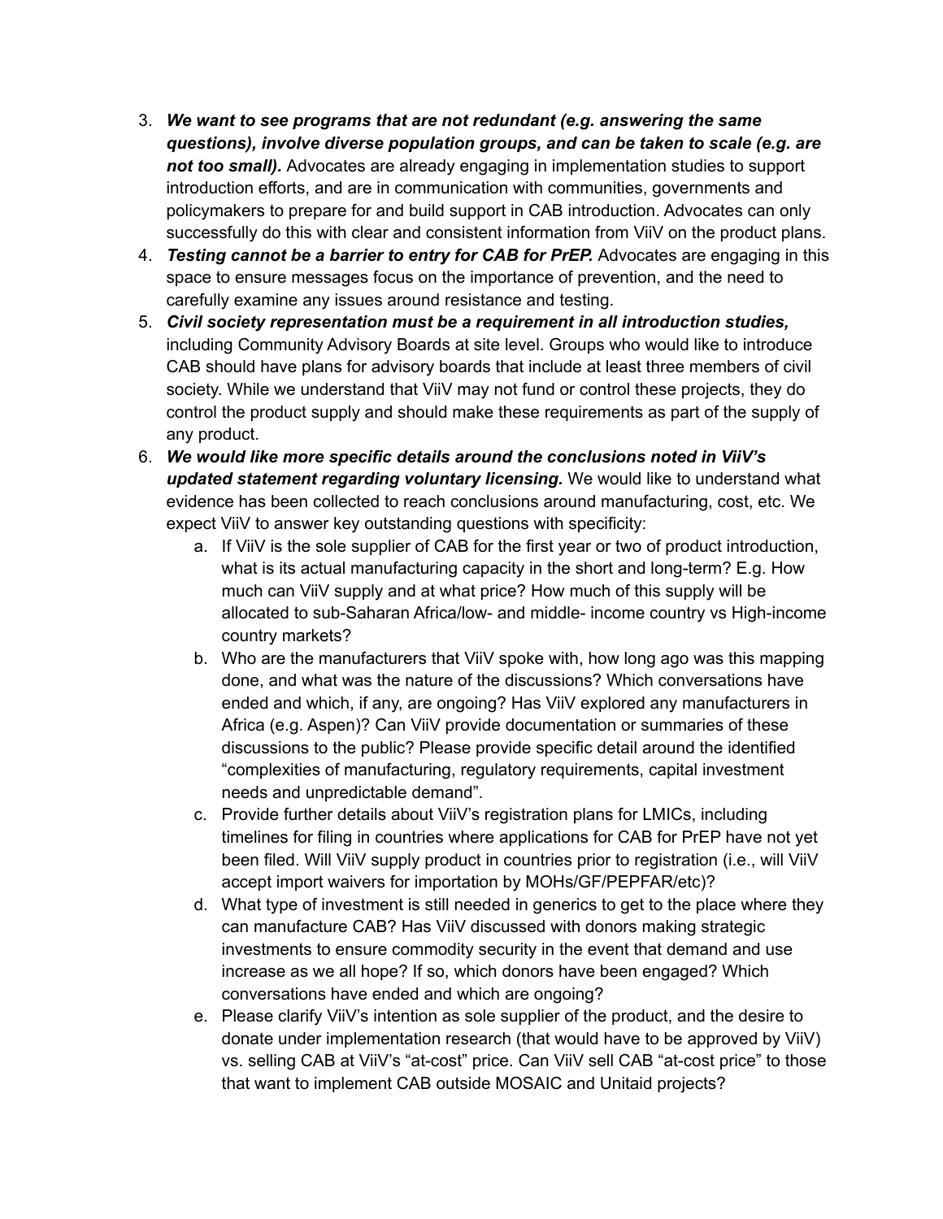3. ***We want to see programs that are not redundant (e.g. answering the same questions), involve diverse population groups, and can be taken to scale (e.g. are not too small).*** Advocates are already engaging in implementation studies to support introduction efforts, and are in communication with communities, governments and policymakers to prepare for and build support in CAB introduction. Advocates can only successfully do this with clear and consistent information from ViiV on the product plans.
4. ***Testing cannot be a barrier to entry for CAB for PrEP.*** Advocates are engaging in this space to ensure messages focus on the importance of prevention, and the need to carefully examine any issues around resistance and testing.
5. ***Civil society representation must be a requirement in all introduction studies,*** including Community Advisory Boards at site level. Groups who would like to introduce CAB should have plans for advisory boards that include at least three members of civil society. While we understand that ViiV may not fund or control these projects, they do control the product supply and should make these requirements as part of the supply of any product.
6. ***We would like more specific details around the conclusions noted in ViiV's updated statement regarding voluntary licensing.*** We would like to understand what evidence has been collected to reach conclusions around manufacturing, cost, etc. We expect ViiV to answer key outstanding questions with specificity:
   a. If ViiV is the sole supplier of CAB for the first year or two of product introduction, what is its actual manufacturing capacity in the short and long-term? E.g. How much can ViiV supply and at what price? How much of this supply will be allocated to sub-Saharan Africa/low- and middle- income country vs High-income country markets?
   b. Who are the manufacturers that ViiV spoke with, how long ago was this mapping done, and what was the nature of the discussions? Which conversations have ended and which, if any, are ongoing? Has ViiV explored any manufacturers in Africa (e.g. Aspen)? Can ViiV provide documentation or summaries of these discussions to the public? Please provide specific detail around the identified "complexities of manufacturing, regulatory requirements, capital investment needs and unpredictable demand".
   c. Provide further details about ViiV's registration plans for LMICs, including timelines for filing in countries where applications for CAB for PrEP have not yet been filed. Will ViiV supply product in countries prior to registration (i.e., will ViiV accept import waivers for importation by MOHs/GF/PEPFAR/etc)?
   d. What type of investment is still needed in generics to get to the place where they can manufacture CAB? Has ViiV discussed with donors making strategic investments to ensure commodity security in the event that demand and use increase as we all hope? If so, which donors have been engaged? Which conversations have ended and which are ongoing?
   e. Please clarify ViiV's intention as sole supplier of the product, and the desire to donate under implementation research (that would have to be approved by ViiV) vs. selling CAB at ViiV's "at-cost" price. Can ViiV sell CAB "at-cost price" to those that want to implement CAB outside MOSAIC and Unitaid projects?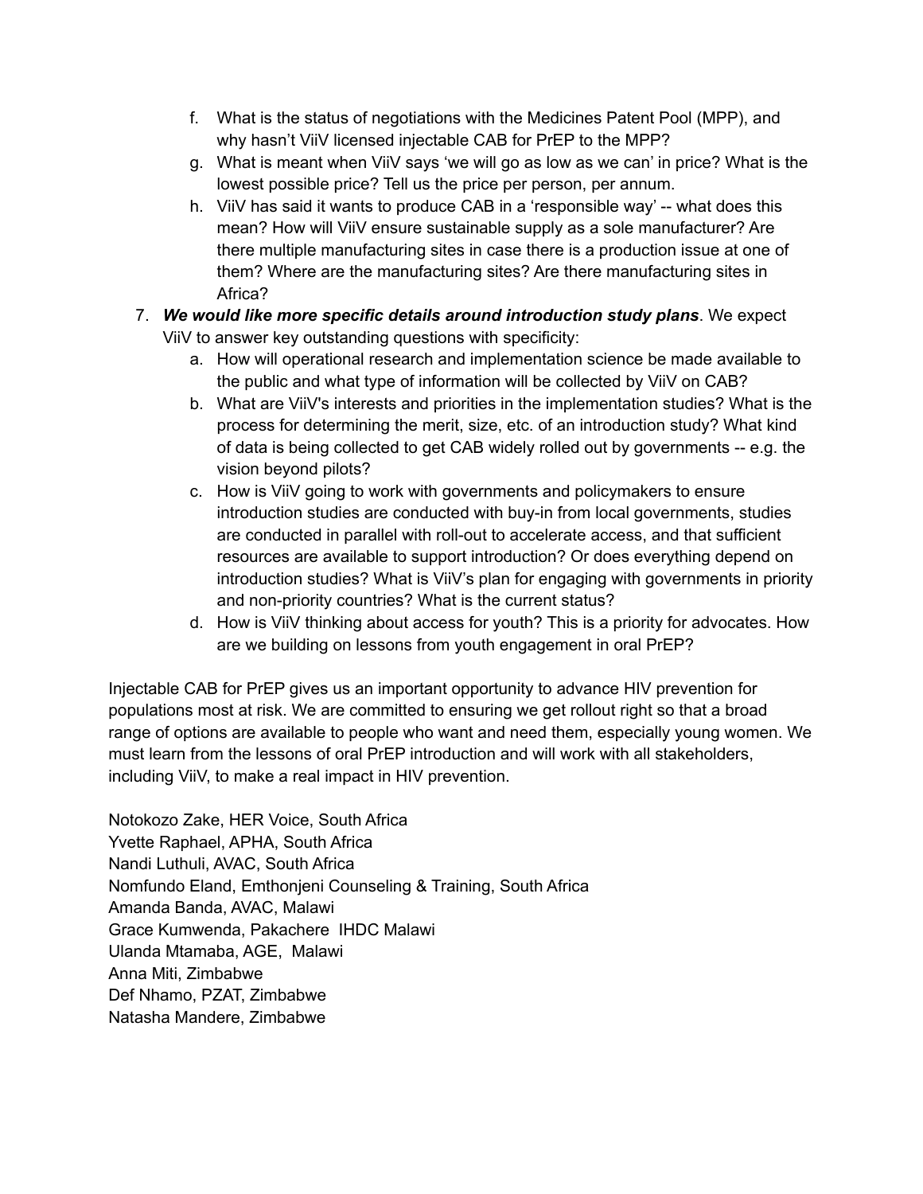f. What is the status of negotiations with the Medicines Patent Pool (MPP), and why hasn't ViiV licensed injectable CAB for PrEP to the MPP?
    g. What is meant when ViiV says 'we will go as low as we can' in price? What is the lowest possible price? Tell us the price per person, per annum.
    h. ViiV has said it wants to produce CAB in a 'responsible way' -- what does this mean? How will ViiV ensure sustainable supply as a sole manufacturer? Are there multiple manufacturing sites in case there is a production issue at one of them? Where are the manufacturing sites? Are there manufacturing sites in Africa?

7. ***We would like more specific details around introduction study plans***. We expect ViiV to answer key outstanding questions with specificity:
    a. How will operational research and implementation science be made available to the public and what type of information will be collected by ViiV on CAB?
    b. What are ViiV's interests and priorities in the implementation studies? What is the process for determining the merit, size, etc. of an introduction study? What kind of data is being collected to get CAB widely rolled out by governments -- e.g. the vision beyond pilots?
    c. How is ViiV going to work with governments and policymakers to ensure introduction studies are conducted with buy-in from local governments, studies are conducted in parallel with roll-out to accelerate access, and that sufficient resources are available to support introduction? Or does everything depend on introduction studies? What is ViiV's plan for engaging with governments in priority and non-priority countries? What is the current status?
    d. How is ViiV thinking about access for youth? This is a priority for advocates. How are we building on lessons from youth engagement in oral PrEP?

Injectable CAB for PrEP gives us an important opportunity to advance HIV prevention for populations most at risk. We are committed to ensuring we get rollout right so that a broad range of options are available to people who want and need them, especially young women. We must learn from the lessons of oral PrEP introduction and will work with all stakeholders, including ViiV, to make a real impact in HIV prevention.

Notokozo Zake, HER Voice, South Africa
Yvette Raphael, APHA, South Africa
Nandi Luthuli, AVAC, South Africa
Nomfundo Eland, Emthonjeni Counseling & Training, South Africa
Amanda Banda, AVAC, Malawi
Grace Kumwenda, Pakachere IHDC Malawi
Ulanda Mtamaba, AGE, Malawi
Anna Miti, Zimbabwe
Def Nhamo, PZAT, Zimbabwe
Natasha Mandere, Zimbabwe